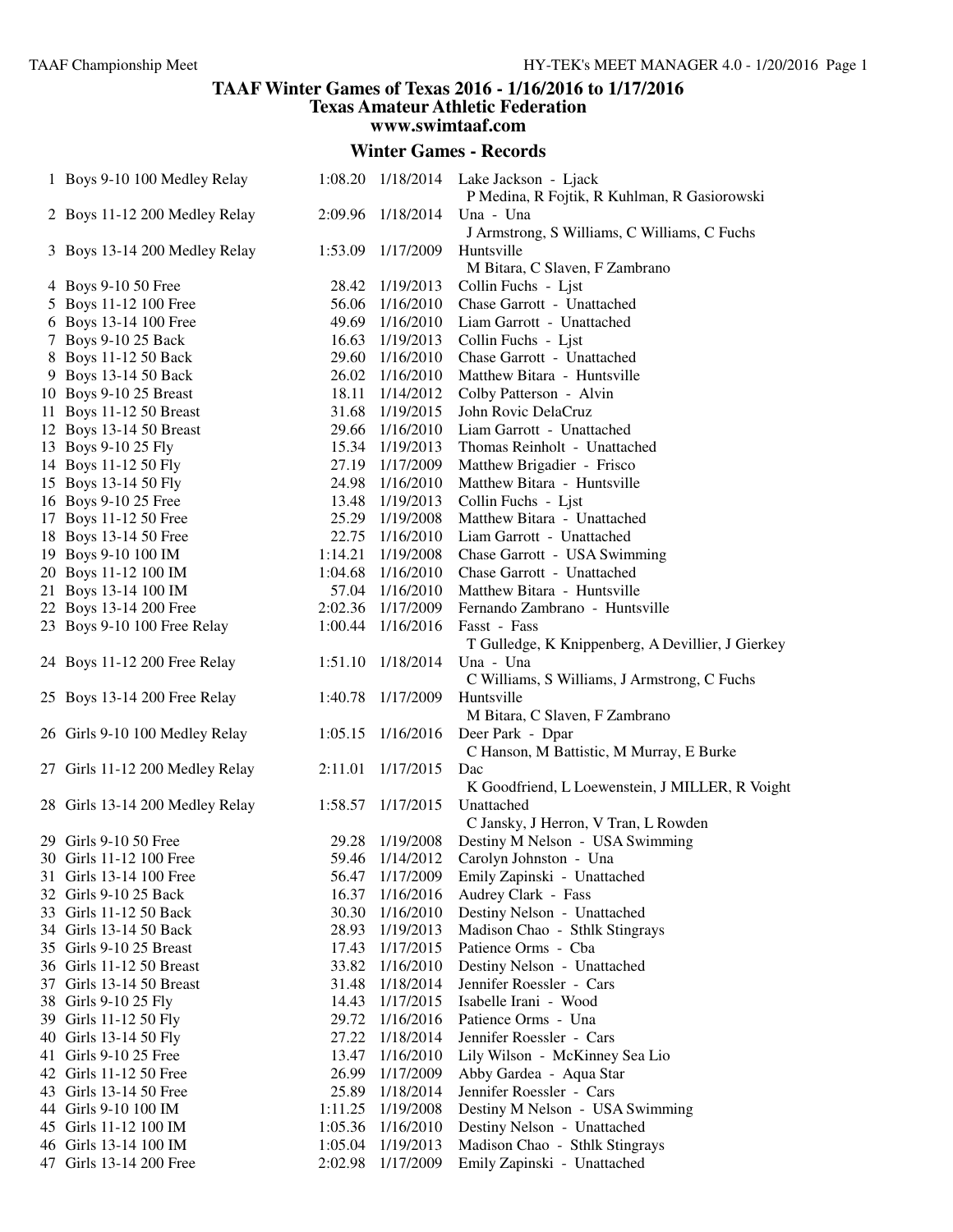# TAAF Winter Games of Texas 2016 - 1/16/2016 to 1/17/2016

## Texas Amateur Athletic Federation

## www.swimtaaf.com

## Winter Games - Records

| | | | | |
|---|---|---|---|---|
| 1 | Boys 9-10 100 Medley Relay | 1:08.20 | 1/18/2014 | Lake Jackson - Ljack<br>P Medina, R Fojtik, R Kuhlman, R Gasiorowski |
| 2 | Boys 11-12 200 Medley Relay | 2:09.96 | 1/18/2014 | Una - Una<br>J Armstrong, S Williams, C Williams, C Fuchs |
| 3 | Boys 13-14 200 Medley Relay | 1:53.09 | 1/17/2009 | Huntsville<br>M Bitara, C Slaven, F Zambrano |
| 4 | Boys 9-10 50 Free | 28.42 | 1/19/2013 | Collin Fuchs - Ljst |
| 5 | Boys 11-12 100 Free | 56.06 | 1/16/2010 | Chase Garrott - Unattached |
| 6 | Boys 13-14 100 Free | 49.69 | 1/16/2010 | Liam Garrott - Unattached |
| 7 | Boys 9-10 25 Back | 16.63 | 1/19/2013 | Collin Fuchs - Ljst |
| 8 | Boys 11-12 50 Back | 29.60 | 1/16/2010 | Chase Garrott - Unattached |
| 9 | Boys 13-14 50 Back | 26.02 | 1/16/2010 | Matthew Bitara - Huntsville |
| 10 | Boys 9-10 25 Breast | 18.11 | 1/14/2012 | Colby Patterson - Alvin |
| 11 | Boys 11-12 50 Breast | 31.68 | 1/19/2015 | John Rovic DelaCruz |
| 12 | Boys 13-14 50 Breast | 29.66 | 1/16/2010 | Liam Garrott - Unattached |
| 13 | Boys 9-10 25 Fly | 15.34 | 1/19/2013 | Thomas Reinholt - Unattached |
| 14 | Boys 11-12 50 Fly | 27.19 | 1/17/2009 | Matthew Brigadier - Frisco |
| 15 | Boys 13-14 50 Fly | 24.98 | 1/16/2010 | Matthew Bitara - Huntsville |
| 16 | Boys 9-10 25 Free | 13.48 | 1/19/2013 | Collin Fuchs - Ljst |
| 17 | Boys 11-12 50 Free | 25.29 | 1/19/2008 | Matthew Bitara - Unattached |
| 18 | Boys 13-14 50 Free | 22.75 | 1/16/2010 | Liam Garrott - Unattached |
| 19 | Boys 9-10 100 IM | 1:14.21 | 1/19/2008 | Chase Garrott - USA Swimming |
| 20 | Boys 11-12 100 IM | 1:04.68 | 1/16/2010 | Chase Garrott - Unattached |
| 21 | Boys 13-14 100 IM | 57.04 | 1/16/2010 | Matthew Bitara - Huntsville |
| 22 | Boys 13-14 200 Free | 2:02.36 | 1/17/2009 | Fernando Zambrano - Huntsville |
| 23 | Boys 9-10 100 Free Relay | 1:00.44 | 1/16/2016 | Fasst - Fass<br>T Gulledge, K Knippenberg, A Devillier, J Gierkey |
| 24 | Boys 11-12 200 Free Relay | 1:51.10 | 1/18/2014 | Una - Una<br>C Williams, S Williams, J Armstrong, C Fuchs |
| 25 | Boys 13-14 200 Free Relay | 1:40.78 | 1/17/2009 | Huntsville<br>M Bitara, C Slaven, F Zambrano |
| 26 | Girls 9-10 100 Medley Relay | 1:05.15 | 1/16/2016 | Deer Park - Dpar<br>C Hanson, M Battistic, M Murray, E Burke |
| 27 | Girls 11-12 200 Medley Relay | 2:11.01 | 1/17/2015 | Dac<br>K Goodfriend, L Loewenstein, J MILLER, R Voight |
| 28 | Girls 13-14 200 Medley Relay | 1:58.57 | 1/17/2015 | Unattached<br>C Jansky, J Herron, V Tran, L Rowden |
| 29 | Girls 9-10 50 Free | 29.28 | 1/19/2008 | Destiny M Nelson - USA Swimming |
| 30 | Girls 11-12 100 Free | 59.46 | 1/14/2012 | Carolyn Johnston - Una |
| 31 | Girls 13-14 100 Free | 56.47 | 1/17/2009 | Emily Zapinski - Unattached |
| 32 | Girls 9-10 25 Back | 16.37 | 1/16/2016 | Audrey Clark - Fass |
| 33 | Girls 11-12 50 Back | 30.30 | 1/16/2010 | Destiny Nelson - Unattached |
| 34 | Girls 13-14 50 Back | 28.93 | 1/19/2013 | Madison Chao - Sthlk Stingrays |
| 35 | Girls 9-10 25 Breast | 17.43 | 1/17/2015 | Patience Orms - Cba |
| 36 | Girls 11-12 50 Breast | 33.82 | 1/16/2010 | Destiny Nelson - Unattached |
| 37 | Girls 13-14 50 Breast | 31.48 | 1/18/2014 | Jennifer Roessler - Cars |
| 38 | Girls 9-10 25 Fly | 14.43 | 1/17/2015 | Isabelle Irani - Wood |
| 39 | Girls 11-12 50 Fly | 29.72 | 1/16/2016 | Patience Orms - Una |
| 40 | Girls 13-14 50 Fly | 27.22 | 1/18/2014 | Jennifer Roessler - Cars |
| 41 | Girls 9-10 25 Free | 13.47 | 1/16/2010 | Lily Wilson - McKinney Sea Lio |
| 42 | Girls 11-12 50 Free | 26.99 | 1/17/2009 | Abby Gardea - Aqua Star |
| 43 | Girls 13-14 50 Free | 25.89 | 1/18/2014 | Jennifer Roessler - Cars |
| 44 | Girls 9-10 100 IM | 1:11.25 | 1/19/2008 | Destiny M Nelson - USA Swimming |
| 45 | Girls 11-12 100 IM | 1:05.36 | 1/16/2010 | Destiny Nelson - Unattached |
| 46 | Girls 13-14 100 IM | 1:05.04 | 1/19/2013 | Madison Chao - Sthlk Stingrays |
| 47 | Girls 13-14 200 Free | 2:02.98 | 1/17/2009 | Emily Zapinski - Unattached |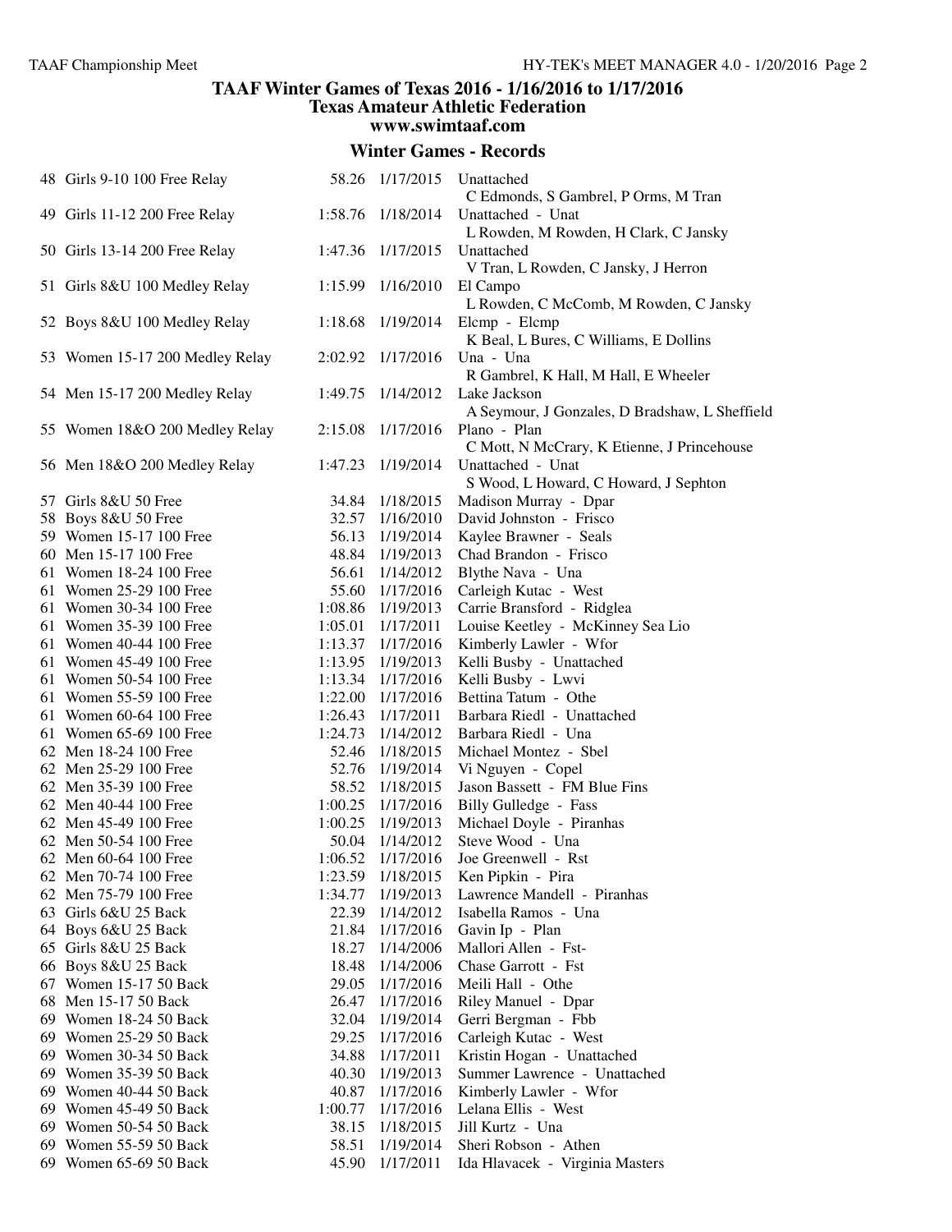## TAAF Winter Games of Texas 2016 - 1/16/2016 to 1/17/2016
### Texas Amateur Athletic Federation
### www.swimtaaf.com

## Winter Games - Records

| | | | | |
|---|---|---|---|---|
| 48 | Girls 9-10 100 Free Relay | 58.26 | 1/17/2015 | Unattached<br>C Edmonds, S Gambrel, P Orms, M Tran |
| 49 | Girls 11-12 200 Free Relay | 1:58.76 | 1/18/2014 | Unattached - Unat<br>L Rowden, M Rowden, H Clark, C Jansky |
| 50 | Girls 13-14 200 Free Relay | 1:47.36 | 1/17/2015 | Unattached<br>V Tran, L Rowden, C Jansky, J Herron |
| 51 | Girls 8&U 100 Medley Relay | 1:15.99 | 1/16/2010 | El Campo<br>L Rowden, C McComb, M Rowden, C Jansky |
| 52 | Boys 8&U 100 Medley Relay | 1:18.68 | 1/19/2014 | Elcmp - Elcmp<br>K Beal, L Bures, C Williams, E Dollins |
| 53 | Women 15-17 200 Medley Relay | 2:02.92 | 1/17/2016 | Una - Una<br>R Gambrel, K Hall, M Hall, E Wheeler |
| 54 | Men 15-17 200 Medley Relay | 1:49.75 | 1/14/2012 | Lake Jackson<br>A Seymour, J Gonzales, D Bradshaw, L Sheffield |
| 55 | Women 18&O 200 Medley Relay | 2:15.08 | 1/17/2016 | Plano - Plan<br>C Mott, N McCrary, K Etienne, J Princehouse |
| 56 | Men 18&O 200 Medley Relay | 1:47.23 | 1/19/2014 | Unattached - Unat<br>S Wood, L Howard, C Howard, J Sephton |
| 57 | Girls 8&U 50 Free | 34.84 | 1/18/2015 | Madison Murray - Dpar |
| 58 | Boys 8&U 50 Free | 32.57 | 1/16/2010 | David Johnston - Frisco |
| 59 | Women 15-17 100 Free | 56.13 | 1/19/2014 | Kaylee Brawner - Seals |
| 60 | Men 15-17 100 Free | 48.84 | 1/19/2013 | Chad Brandon - Frisco |
| 61 | Women 18-24 100 Free | 56.61 | 1/14/2012 | Blythe Nava - Una |
| 61 | Women 25-29 100 Free | 55.60 | 1/17/2016 | Carleigh Kutac - West |
| 61 | Women 30-34 100 Free | 1:08.86 | 1/19/2013 | Carrie Bransford - Ridglea |
| 61 | Women 35-39 100 Free | 1:05.01 | 1/17/2011 | Louise Keetley - McKinney Sea Lio |
| 61 | Women 40-44 100 Free | 1:13.37 | 1/17/2016 | Kimberly Lawler - Wfor |
| 61 | Women 45-49 100 Free | 1:13.95 | 1/19/2013 | Kelli Busby - Unattached |
| 61 | Women 50-54 100 Free | 1:13.34 | 1/17/2016 | Kelli Busby - Lwvi |
| 61 | Women 55-59 100 Free | 1:22.00 | 1/17/2016 | Bettina Tatum - Othe |
| 61 | Women 60-64 100 Free | 1:26.43 | 1/17/2011 | Barbara Riedl - Unattached |
| 61 | Women 65-69 100 Free | 1:24.73 | 1/14/2012 | Barbara Riedl - Una |
| 62 | Men 18-24 100 Free | 52.46 | 1/18/2015 | Michael Montez - Sbel |
| 62 | Men 25-29 100 Free | 52.76 | 1/19/2014 | Vi Nguyen - Copel |
| 62 | Men 35-39 100 Free | 58.52 | 1/18/2015 | Jason Bassett - FM Blue Fins |
| 62 | Men 40-44 100 Free | 1:00.25 | 1/17/2016 | Billy Gulledge - Fass |
| 62 | Men 45-49 100 Free | 1:00.25 | 1/19/2013 | Michael Doyle - Piranhas |
| 62 | Men 50-54 100 Free | 50.04 | 1/14/2012 | Steve Wood - Una |
| 62 | Men 60-64 100 Free | 1:06.52 | 1/17/2016 | Joe Greenwell - Rst |
| 62 | Men 70-74 100 Free | 1:23.59 | 1/18/2015 | Ken Pipkin - Pira |
| 62 | Men 75-79 100 Free | 1:34.77 | 1/19/2013 | Lawrence Mandell - Piranhas |
| 63 | Girls 6&U 25 Back | 22.39 | 1/14/2012 | Isabella Ramos - Una |
| 64 | Boys 6&U 25 Back | 21.84 | 1/17/2016 | Gavin Ip - Plan |
| 65 | Girls 8&U 25 Back | 18.27 | 1/14/2006 | Mallori Allen - Fst- |
| 66 | Boys 8&U 25 Back | 18.48 | 1/14/2006 | Chase Garrott - Fst |
| 67 | Women 15-17 50 Back | 29.05 | 1/17/2016 | Meili Hall - Othe |
| 68 | Men 15-17 50 Back | 26.47 | 1/17/2016 | Riley Manuel - Dpar |
| 69 | Women 18-24 50 Back | 32.04 | 1/19/2014 | Gerri Bergman - Fbb |
| 69 | Women 25-29 50 Back | 29.25 | 1/17/2016 | Carleigh Kutac - West |
| 69 | Women 30-34 50 Back | 34.88 | 1/17/2011 | Kristin Hogan - Unattached |
| 69 | Women 35-39 50 Back | 40.30 | 1/19/2013 | Summer Lawrence - Unattached |
| 69 | Women 40-44 50 Back | 40.87 | 1/17/2016 | Kimberly Lawler - Wfor |
| 69 | Women 45-49 50 Back | 1:00.77 | 1/17/2016 | Lelana Ellis - West |
| 69 | Women 50-54 50 Back | 38.15 | 1/18/2015 | Jill Kurtz - Una |
| 69 | Women 55-59 50 Back | 58.51 | 1/19/2014 | Sheri Robson - Athen |
| 69 | Women 65-69 50 Back | 45.90 | 1/17/2011 | Ida Hlavacek - Virginia Masters |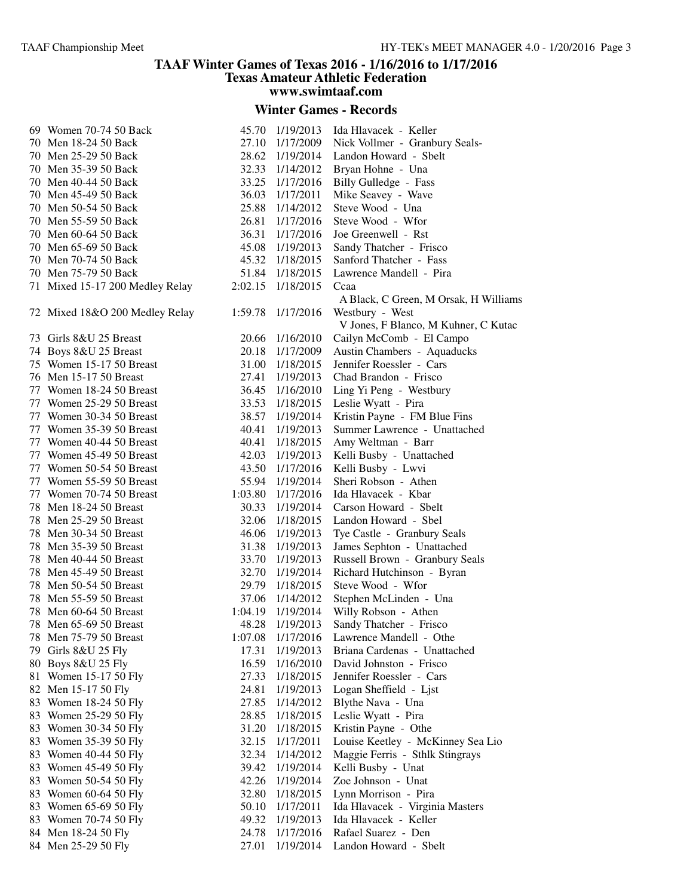## TAAF Winter Games of Texas 2016 - 1/16/2016 to 1/17/2016
### Texas Amateur Athletic Federation
### www.swimtaaf.com

### Winter Games - Records

| | | | | |
|---|---|---|---|---|
| 69 | Women 70-74 50 Back | 45.70 | 1/19/2013 | Ida Hlavacek - Keller |
| 70 | Men 18-24 50 Back | 27.10 | 1/17/2009 | Nick Vollmer - Granbury Seals- |
| 70 | Men 25-29 50 Back | 28.62 | 1/19/2014 | Landon Howard - Sbelt |
| 70 | Men 35-39 50 Back | 32.33 | 1/14/2012 | Bryan Hohne - Una |
| 70 | Men 40-44 50 Back | 33.25 | 1/17/2016 | Billy Gulledge - Fass |
| 70 | Men 45-49 50 Back | 36.03 | 1/17/2011 | Mike Seavey - Wave |
| 70 | Men 50-54 50 Back | 25.88 | 1/14/2012 | Steve Wood - Una |
| 70 | Men 55-59 50 Back | 26.81 | 1/17/2016 | Steve Wood - Wfor |
| 70 | Men 60-64 50 Back | 36.31 | 1/17/2016 | Joe Greenwell - Rst |
| 70 | Men 65-69 50 Back | 45.08 | 1/19/2013 | Sandy Thatcher - Frisco |
| 70 | Men 70-74 50 Back | 45.32 | 1/18/2015 | Sanford Thatcher - Fass |
| 70 | Men 75-79 50 Back | 51.84 | 1/18/2015 | Lawrence Mandell - Pira |
| 71 | Mixed 15-17 200 Medley Relay | 2:02.15 | 1/18/2015 | Ccaa<br>A Black, C Green, M Orsak, H Williams |
| 72 | Mixed 18&O 200 Medley Relay | 1:59.78 | 1/17/2016 | Westbury - West<br>V Jones, F Blanco, M Kuhner, C Kutac |
| 73 | Girls 8&U 25 Breast | 20.66 | 1/16/2010 | Cailyn McComb - El Campo |
| 74 | Boys 8&U 25 Breast | 20.18 | 1/17/2009 | Austin Chambers - Aquaducks |
| 75 | Women 15-17 50 Breast | 31.00 | 1/18/2015 | Jennifer Roessler - Cars |
| 76 | Men 15-17 50 Breast | 27.41 | 1/19/2013 | Chad Brandon - Frisco |
| 77 | Women 18-24 50 Breast | 36.45 | 1/16/2010 | Ling Yi Peng - Westbury |
| 77 | Women 25-29 50 Breast | 33.53 | 1/18/2015 | Leslie Wyatt - Pira |
| 77 | Women 30-34 50 Breast | 38.57 | 1/19/2014 | Kristin Payne - FM Blue Fins |
| 77 | Women 35-39 50 Breast | 40.41 | 1/19/2013 | Summer Lawrence - Unattached |
| 77 | Women 40-44 50 Breast | 40.41 | 1/18/2015 | Amy Weltman - Barr |
| 77 | Women 45-49 50 Breast | 42.03 | 1/19/2013 | Kelli Busby - Unattached |
| 77 | Women 50-54 50 Breast | 43.50 | 1/17/2016 | Kelli Busby - Lwvi |
| 77 | Women 55-59 50 Breast | 55.94 | 1/19/2014 | Sheri Robson - Athen |
| 77 | Women 70-74 50 Breast | 1:03.80 | 1/17/2016 | Ida Hlavacek - Kbar |
| 78 | Men 18-24 50 Breast | 30.33 | 1/19/2014 | Carson Howard - Sbelt |
| 78 | Men 25-29 50 Breast | 32.06 | 1/18/2015 | Landon Howard - Sbel |
| 78 | Men 30-34 50 Breast | 46.06 | 1/19/2013 | Tye Castle - Granbury Seals |
| 78 | Men 35-39 50 Breast | 31.38 | 1/19/2013 | James Sephton - Unattached |
| 78 | Men 40-44 50 Breast | 33.70 | 1/19/2013 | Russell Brown - Granbury Seals |
| 78 | Men 45-49 50 Breast | 32.70 | 1/19/2014 | Richard Hutchinson - Byran |
| 78 | Men 50-54 50 Breast | 29.79 | 1/18/2015 | Steve Wood - Wfor |
| 78 | Men 55-59 50 Breast | 37.06 | 1/14/2012 | Stephen McLinden - Una |
| 78 | Men 60-64 50 Breast | 1:04.19 | 1/19/2014 | Willy Robson - Athen |
| 78 | Men 65-69 50 Breast | 48.28 | 1/19/2013 | Sandy Thatcher - Frisco |
| 78 | Men 75-79 50 Breast | 1:07.08 | 1/17/2016 | Lawrence Mandell - Othe |
| 79 | Girls 8&U 25 Fly | 17.31 | 1/19/2013 | Briana Cardenas - Unattached |
| 80 | Boys 8&U 25 Fly | 16.59 | 1/16/2010 | David Johnston - Frisco |
| 81 | Women 15-17 50 Fly | 27.33 | 1/18/2015 | Jennifer Roessler - Cars |
| 82 | Men 15-17 50 Fly | 24.81 | 1/19/2013 | Logan Sheffield - Ljst |
| 83 | Women 18-24 50 Fly | 27.85 | 1/14/2012 | Blythe Nava - Una |
| 83 | Women 25-29 50 Fly | 28.85 | 1/18/2015 | Leslie Wyatt - Pira |
| 83 | Women 30-34 50 Fly | 31.20 | 1/18/2015 | Kristin Payne - Othe |
| 83 | Women 35-39 50 Fly | 32.15 | 1/17/2011 | Louise Keetley - McKinney Sea Lio |
| 83 | Women 40-44 50 Fly | 32.34 | 1/14/2012 | Maggie Ferris - Sthlk Stingrays |
| 83 | Women 45-49 50 Fly | 39.42 | 1/19/2014 | Kelli Busby - Unat |
| 83 | Women 50-54 50 Fly | 42.26 | 1/19/2014 | Zoe Johnson - Unat |
| 83 | Women 60-64 50 Fly | 32.80 | 1/18/2015 | Lynn Morrison - Pira |
| 83 | Women 65-69 50 Fly | 50.10 | 1/17/2011 | Ida Hlavacek - Virginia Masters |
| 83 | Women 70-74 50 Fly | 49.32 | 1/19/2013 | Ida Hlavacek - Keller |
| 84 | Men 18-24 50 Fly | 24.78 | 1/17/2016 | Rafael Suarez - Den |
| 84 | Men 25-29 50 Fly | 27.01 | 1/19/2014 | Landon Howard - Sbelt |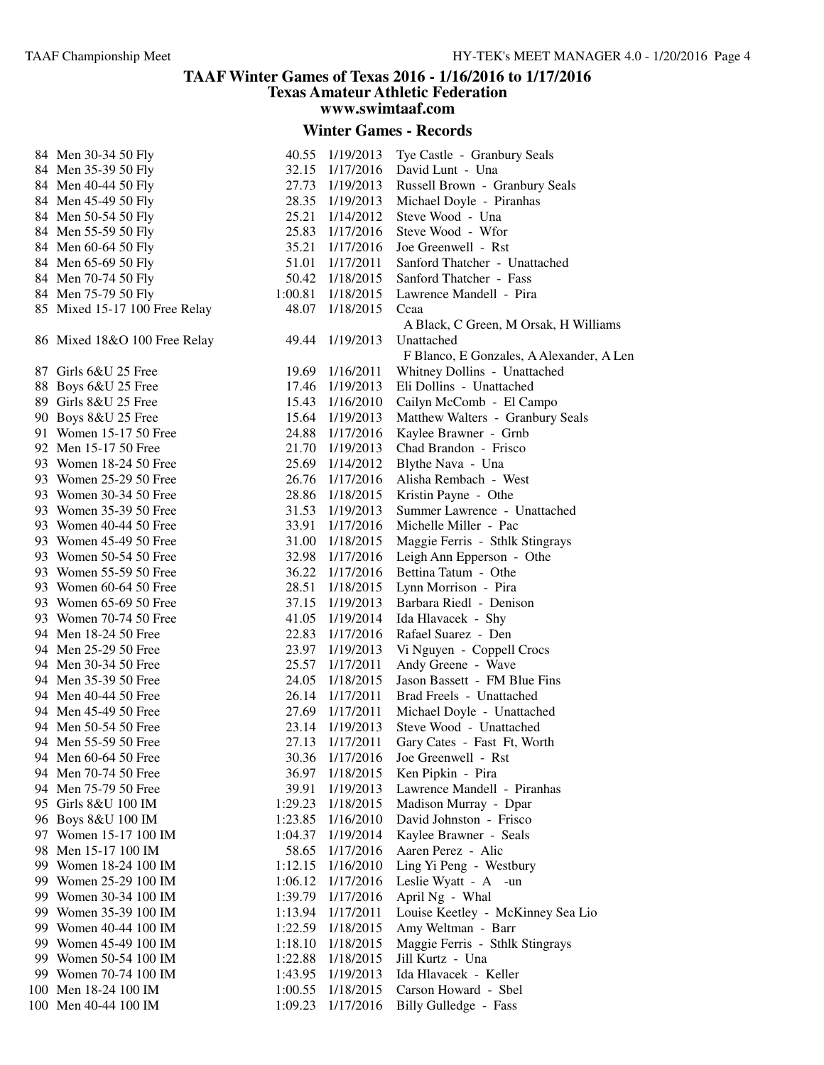## TAAF Winter Games of Texas 2016 - 1/16/2016 to 1/17/2016
## Texas Amateur Athletic Federation
## www.swimtaaf.com

### Winter Games - Records

| | | | | |
|---|---|---|---|---|
| 84 | Men 30-34 50 Fly | 40.55 | 1/19/2013 | Tye Castle - Granbury Seals |
| 84 | Men 35-39 50 Fly | 32.15 | 1/17/2016 | David Lunt - Una |
| 84 | Men 40-44 50 Fly | 27.73 | 1/19/2013 | Russell Brown - Granbury Seals |
| 84 | Men 45-49 50 Fly | 28.35 | 1/19/2013 | Michael Doyle - Piranhas |
| 84 | Men 50-54 50 Fly | 25.21 | 1/14/2012 | Steve Wood - Una |
| 84 | Men 55-59 50 Fly | 25.83 | 1/17/2016 | Steve Wood - Wfor |
| 84 | Men 60-64 50 Fly | 35.21 | 1/17/2016 | Joe Greenwell - Rst |
| 84 | Men 65-69 50 Fly | 51.01 | 1/17/2011 | Sanford Thatcher - Unattached |
| 84 | Men 70-74 50 Fly | 50.42 | 1/18/2015 | Sanford Thatcher - Fass |
| 84 | Men 75-79 50 Fly | 1:00.81 | 1/18/2015 | Lawrence Mandell - Pira |
| 85 | Mixed 15-17 100 Free Relay | 48.07 | 1/18/2015 | Ccaa<br>A Black, C Green, M Orsak, H Williams |
| 86 | Mixed 18&O 100 Free Relay | 49.44 | 1/19/2013 | Unattached<br>F Blanco, E Gonzales, A Alexander, A Len |
| 87 | Girls 6&U 25 Free | 19.69 | 1/16/2011 | Whitney Dollins - Unattached |
| 88 | Boys 6&U 25 Free | 17.46 | 1/19/2013 | Eli Dollins - Unattached |
| 89 | Girls 8&U 25 Free | 15.43 | 1/16/2010 | Cailyn McComb - El Campo |
| 90 | Boys 8&U 25 Free | 15.64 | 1/19/2013 | Matthew Walters - Granbury Seals |
| 91 | Women 15-17 50 Free | 24.88 | 1/17/2016 | Kaylee Brawner - Grnb |
| 92 | Men 15-17 50 Free | 21.70 | 1/19/2013 | Chad Brandon - Frisco |
| 93 | Women 18-24 50 Free | 25.69 | 1/14/2012 | Blythe Nava - Una |
| 93 | Women 25-29 50 Free | 26.76 | 1/17/2016 | Alisha Rembach - West |
| 93 | Women 30-34 50 Free | 28.86 | 1/18/2015 | Kristin Payne - Othe |
| 93 | Women 35-39 50 Free | 31.53 | 1/19/2013 | Summer Lawrence - Unattached |
| 93 | Women 40-44 50 Free | 33.91 | 1/17/2016 | Michelle Miller - Pac |
| 93 | Women 45-49 50 Free | 31.00 | 1/18/2015 | Maggie Ferris - Sthlk Stingrays |
| 93 | Women 50-54 50 Free | 32.98 | 1/17/2016 | Leigh Ann Epperson - Othe |
| 93 | Women 55-59 50 Free | 36.22 | 1/17/2016 | Bettina Tatum - Othe |
| 93 | Women 60-64 50 Free | 28.51 | 1/18/2015 | Lynn Morrison - Pira |
| 93 | Women 65-69 50 Free | 37.15 | 1/19/2013 | Barbara Riedl - Denison |
| 93 | Women 70-74 50 Free | 41.05 | 1/19/2014 | Ida Hlavacek - Shy |
| 94 | Men 18-24 50 Free | 22.83 | 1/17/2016 | Rafael Suarez - Den |
| 94 | Men 25-29 50 Free | 23.97 | 1/19/2013 | Vi Nguyen - Coppell Crocs |
| 94 | Men 30-34 50 Free | 25.57 | 1/17/2011 | Andy Greene - Wave |
| 94 | Men 35-39 50 Free | 24.05 | 1/18/2015 | Jason Bassett - FM Blue Fins |
| 94 | Men 40-44 50 Free | 26.14 | 1/17/2011 | Brad Freels - Unattached |
| 94 | Men 45-49 50 Free | 27.69 | 1/17/2011 | Michael Doyle - Unattached |
| 94 | Men 50-54 50 Free | 23.14 | 1/19/2013 | Steve Wood - Unattached |
| 94 | Men 55-59 50 Free | 27.13 | 1/17/2011 | Gary Cates - Fast Ft, Worth |
| 94 | Men 60-64 50 Free | 30.36 | 1/17/2016 | Joe Greenwell - Rst |
| 94 | Men 70-74 50 Free | 36.97 | 1/18/2015 | Ken Pipkin - Pira |
| 94 | Men 75-79 50 Free | 39.91 | 1/19/2013 | Lawrence Mandell - Piranhas |
| 95 | Girls 8&U 100 IM | 1:29.23 | 1/18/2015 | Madison Murray - Dpar |
| 96 | Boys 8&U 100 IM | 1:23.85 | 1/16/2010 | David Johnston - Frisco |
| 97 | Women 15-17 100 IM | 1:04.37 | 1/19/2014 | Kaylee Brawner - Seals |
| 98 | Men 15-17 100 IM | 58.65 | 1/17/2016 | Aaren Perez - Alic |
| 99 | Women 18-24 100 IM | 1:12.15 | 1/16/2010 | Ling Yi Peng - Westbury |
| 99 | Women 25-29 100 IM | 1:06.12 | 1/17/2016 | Leslie Wyatt - A -un |
| 99 | Women 30-34 100 IM | 1:39.79 | 1/17/2016 | April Ng - Whal |
| 99 | Women 35-39 100 IM | 1:13.94 | 1/17/2011 | Louise Keetley - McKinney Sea Lio |
| 99 | Women 40-44 100 IM | 1:22.59 | 1/18/2015 | Amy Weltman - Barr |
| 99 | Women 45-49 100 IM | 1:18.10 | 1/18/2015 | Maggie Ferris - Sthlk Stingrays |
| 99 | Women 50-54 100 IM | 1:22.88 | 1/18/2015 | Jill Kurtz - Una |
| 99 | Women 70-74 100 IM | 1:43.95 | 1/19/2013 | Ida Hlavacek - Keller |
| 100 | Men 18-24 100 IM | 1:00.55 | 1/18/2015 | Carson Howard - Sbel |
| 100 | Men 40-44 100 IM | 1:09.23 | 1/17/2016 | Billy Gulledge - Fass |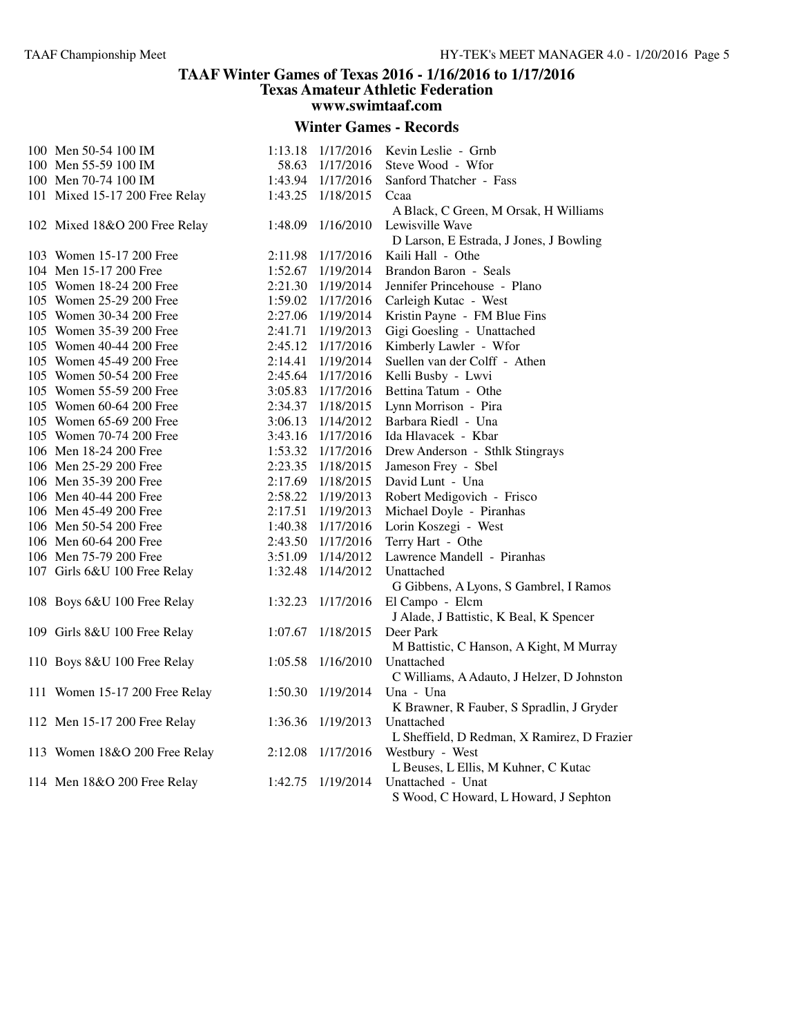# TAAF Winter Games of Texas 2016 - 1/16/2016 to 1/17/2016

## Texas Amateur Athletic Federation

### www.swimtaaf.com

## Winter Games - Records

| | | | | |
|---|---|---|---|---|
| 100 | Men 50-54 100 IM | 1:13.18 | 1/17/2016 | Kevin Leslie - Grnb |
| 100 | Men 55-59 100 IM | 58.63 | 1/17/2016 | Steve Wood - Wfor |
| 100 | Men 70-74 100 IM | 1:43.94 | 1/17/2016 | Sanford Thatcher - Fass |
| 101 | Mixed 15-17 200 Free Relay | 1:43.25 | 1/18/2015 | Ccaa<br>A Black, C Green, M Orsak, H Williams |
| 102 | Mixed 18&O 200 Free Relay | 1:48.09 | 1/16/2010 | Lewisville Wave<br>D Larson, E Estrada, J Jones, J Bowling |
| 103 | Women 15-17 200 Free | 2:11.98 | 1/17/2016 | Kaili Hall - Othe |
| 104 | Men 15-17 200 Free | 1:52.67 | 1/19/2014 | Brandon Baron - Seals |
| 105 | Women 18-24 200 Free | 2:21.30 | 1/19/2014 | Jennifer Princehouse - Plano |
| 105 | Women 25-29 200 Free | 1:59.02 | 1/17/2016 | Carleigh Kutac - West |
| 105 | Women 30-34 200 Free | 2:27.06 | 1/19/2014 | Kristin Payne - FM Blue Fins |
| 105 | Women 35-39 200 Free | 2:41.71 | 1/19/2013 | Gigi Goesling - Unattached |
| 105 | Women 40-44 200 Free | 2:45.12 | 1/17/2016 | Kimberly Lawler - Wfor |
| 105 | Women 45-49 200 Free | 2:14.41 | 1/19/2014 | Suellen van der Colff - Athen |
| 105 | Women 50-54 200 Free | 2:45.64 | 1/17/2016 | Kelli Busby - Lwvi |
| 105 | Women 55-59 200 Free | 3:05.83 | 1/17/2016 | Bettina Tatum - Othe |
| 105 | Women 60-64 200 Free | 2:34.37 | 1/18/2015 | Lynn Morrison - Pira |
| 105 | Women 65-69 200 Free | 3:06.13 | 1/14/2012 | Barbara Riedl - Una |
| 105 | Women 70-74 200 Free | 3:43.16 | 1/17/2016 | Ida Hlavacek - Kbar |
| 106 | Men 18-24 200 Free | 1:53.32 | 1/17/2016 | Drew Anderson - Sthlk Stingrays |
| 106 | Men 25-29 200 Free | 2:23.35 | 1/18/2015 | Jameson Frey - Sbel |
| 106 | Men 35-39 200 Free | 2:17.69 | 1/18/2015 | David Lunt - Una |
| 106 | Men 40-44 200 Free | 2:58.22 | 1/19/2013 | Robert Medigovich - Frisco |
| 106 | Men 45-49 200 Free | 2:17.51 | 1/19/2013 | Michael Doyle - Piranhas |
| 106 | Men 50-54 200 Free | 1:40.38 | 1/17/2016 | Lorin Koszegi - West |
| 106 | Men 60-64 200 Free | 2:43.50 | 1/17/2016 | Terry Hart - Othe |
| 106 | Men 75-79 200 Free | 3:51.09 | 1/14/2012 | Lawrence Mandell - Piranhas |
| 107 | Girls 6&U 100 Free Relay | 1:32.48 | 1/14/2012 | Unattached<br>G Gibbens, A Lyons, S Gambrel, I Ramos |
| 108 | Boys 6&U 100 Free Relay | 1:32.23 | 1/17/2016 | El Campo - Elcm<br>J Alade, J Battistic, K Beal, K Spencer |
| 109 | Girls 8&U 100 Free Relay | 1:07.67 | 1/18/2015 | Deer Park<br>M Battistic, C Hanson, A Kight, M Murray |
| 110 | Boys 8&U 100 Free Relay | 1:05.58 | 1/16/2010 | Unattached<br>C Williams, A Adauto, J Helzer, D Johnston |
| 111 | Women 15-17 200 Free Relay | 1:50.30 | 1/19/2014 | Una - Una<br>K Brawner, R Fauber, S Spradlin, J Gryder |
| 112 | Men 15-17 200 Free Relay | 1:36.36 | 1/19/2013 | Unattached<br>L Sheffield, D Redman, X Ramirez, D Frazier |
| 113 | Women 18&O 200 Free Relay | 2:12.08 | 1/17/2016 | Westbury - West<br>L Beuses, L Ellis, M Kuhner, C Kutac |
| 114 | Men 18&O 200 Free Relay | 1:42.75 | 1/19/2014 | Unattached - Unat<br>S Wood, C Howard, L Howard, J Sephton |